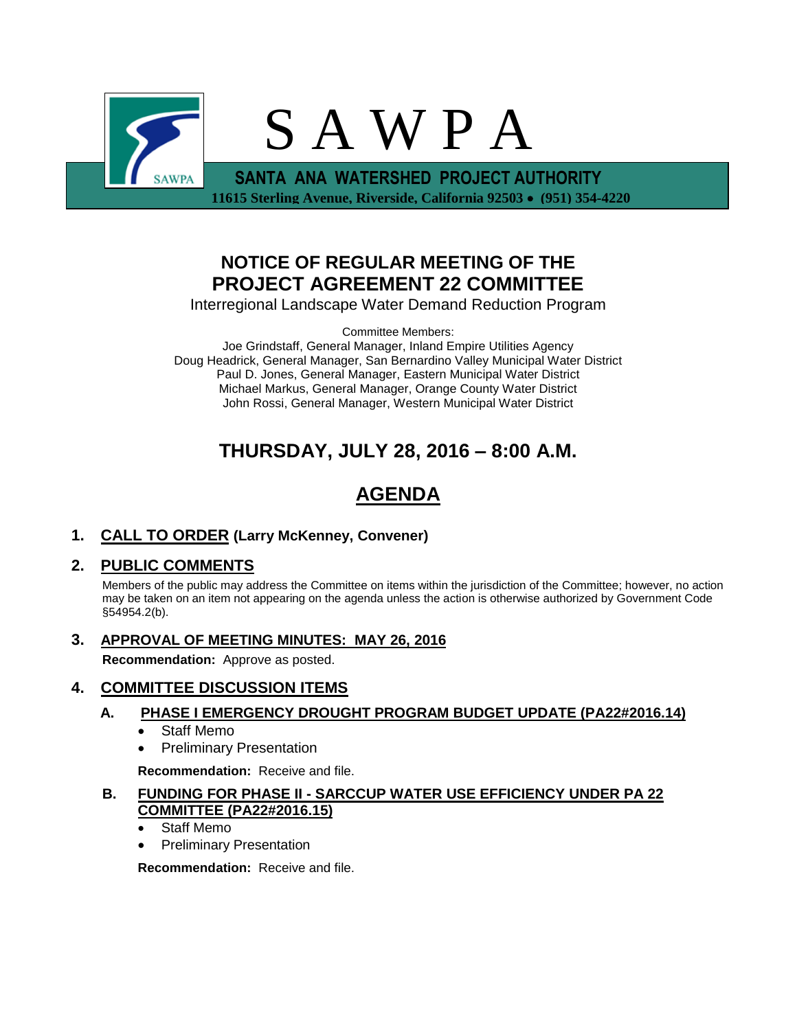# S A W P A

**SANTA ANA WATERSHED PROJECT AUTHORITY**
**11615 Sterling Avenue, Riverside, California 92503 • (951) 354-4220**

## NOTICE OF REGULAR MEETING OF THE PROJECT AGREEMENT 22 COMMITTEE

Interregional Landscape Water Demand Reduction Program

Committee Members:
Joe Grindstaff, General Manager, Inland Empire Utilities Agency
Doug Headrick, General Manager, San Bernardino Valley Municipal Water District
Paul D. Jones, General Manager, Eastern Municipal Water District
Michael Markus, General Manager, Orange County Water District
John Rossi, General Manager, Western Municipal Water District

## THURSDAY, JULY 28, 2016 – 8:00 A.M.

## AGENDA

### 1. CALL TO ORDER (Larry McKenney, Convener)

### 2. PUBLIC COMMENTS

Members of the public may address the Committee on items within the jurisdiction of the Committee; however, no action may be taken on an item not appearing on the agenda unless the action is otherwise authorized by Government Code §54954.2(b).

### 3. APPROVAL OF MEETING MINUTES: MAY 26, 2016

**Recommendation:** Approve as posted.

### 4. COMMITTEE DISCUSSION ITEMS

**A. PHASE I EMERGENCY DROUGHT PROGRAM BUDGET UPDATE (PA22#2016.14)**

- Staff Memo
- Preliminary Presentation

**Recommendation:** Receive and file.

**B. FUNDING FOR PHASE II - SARCCUP WATER USE EFFICIENCY UNDER PA 22 COMMITTEE (PA22#2016.15)**

- Staff Memo
- Preliminary Presentation

**Recommendation:** Receive and file.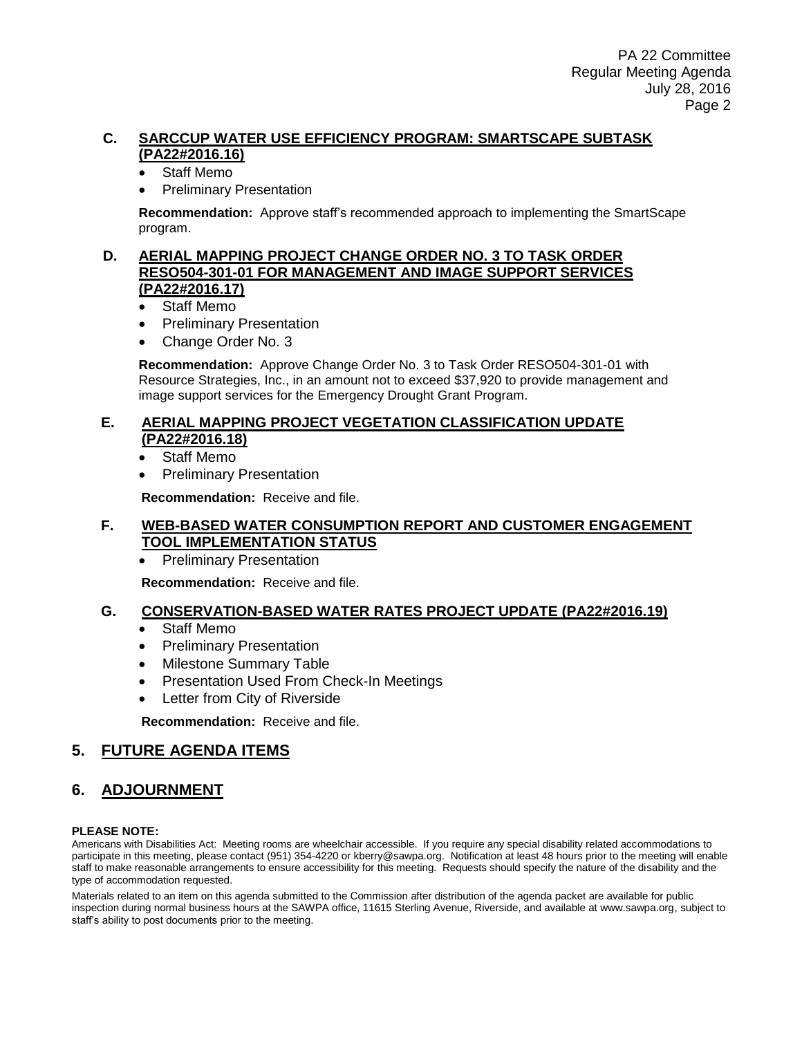### C. SARCCUP WATER USE EFFICIENCY PROGRAM: SMARTSCAPE SUBTASK (PA22#2016.16)

- Staff Memo
- Preliminary Presentation

**Recommendation:** Approve staff's recommended approach to implementing the SmartScape program.

### D. AERIAL MAPPING PROJECT CHANGE ORDER NO. 3 TO TASK ORDER RESO504-301-01 FOR MANAGEMENT AND IMAGE SUPPORT SERVICES (PA22#2016.17)

- Staff Memo
- Preliminary Presentation
- Change Order No. 3

**Recommendation:** Approve Change Order No. 3 to Task Order RESO504-301-01 with Resource Strategies, Inc., in an amount not to exceed $37,920 to provide management and image support services for the Emergency Drought Grant Program.

### E. AERIAL MAPPING PROJECT VEGETATION CLASSIFICATION UPDATE (PA22#2016.18)

- Staff Memo
- Preliminary Presentation

**Recommendation:** Receive and file.

### F. WEB-BASED WATER CONSUMPTION REPORT AND CUSTOMER ENGAGEMENT TOOL IMPLEMENTATION STATUS

- Preliminary Presentation

**Recommendation:** Receive and file.

### G. CONSERVATION-BASED WATER RATES PROJECT UPDATE (PA22#2016.19)

- Staff Memo
- Preliminary Presentation
- Milestone Summary Table
- Presentation Used From Check-In Meetings
- Letter from City of Riverside

**Recommendation:** Receive and file.

## 5. FUTURE AGENDA ITEMS

## 6. ADJOURNMENT

**PLEASE NOTE:**

Americans with Disabilities Act: Meeting rooms are wheelchair accessible. If you require any special disability related accommodations to participate in this meeting, please contact (951) 354-4220 or kberry@sawpa.org. Notification at least 48 hours prior to the meeting will enable staff to make reasonable arrangements to ensure accessibility for this meeting. Requests should specify the nature of the disability and the type of accommodation requested.

Materials related to an item on this agenda submitted to the Commission after distribution of the agenda packet are available for public inspection during normal business hours at the SAWPA office, 11615 Sterling Avenue, Riverside, and available at www.sawpa.org, subject to staff's ability to post documents prior to the meeting.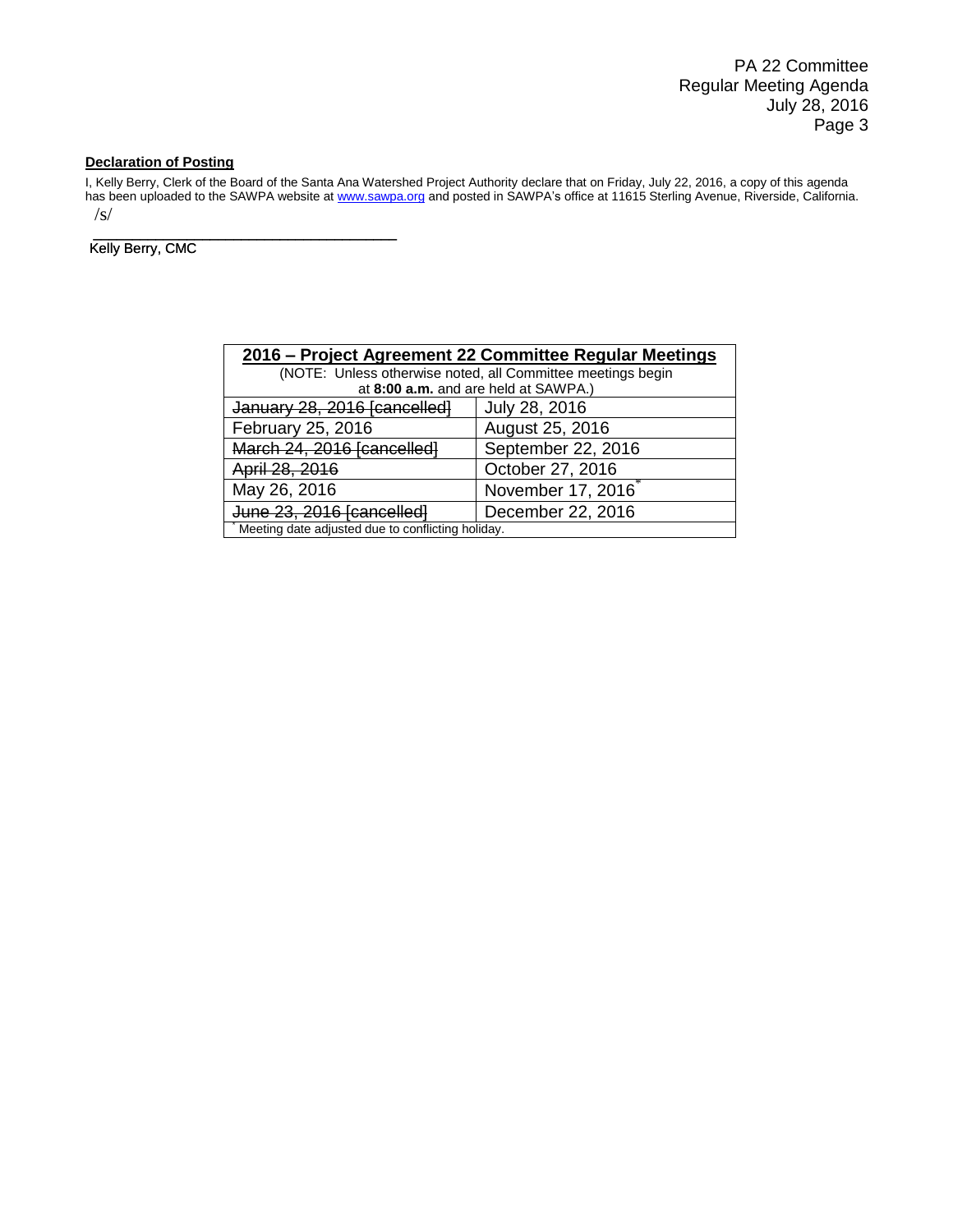**Declaration of Posting**

I, Kelly Berry, Clerk of the Board of the Santa Ana Watershed Project Authority declare that on Friday, July 22, 2016, a copy of this agenda has been uploaded to the SAWPA website at [www.sawpa.org](http://www.sawpa.org) and posted in SAWPA's office at 11615 Sterling Avenue, Riverside, California.

/s/

\_\_\_\_\_\_\_\_\_\_\_\_\_\_\_\_\_\_\_\_\_\_\_\_\_\_\_\_\_\_\_\_\_\_\_\_

Kelly Berry, CMC

| **2016 – Project Agreement 22 Committee Regular Meetings**<br>(NOTE: Unless otherwise noted, all Committee meetings begin at **8:00 a.m.** and are held at SAWPA.) | |
|---|---|
| ~~January 28, 2016 [cancelled]~~ | July 28, 2016 |
| February 25, 2016 | August 25, 2016 |
| ~~March 24, 2016 [cancelled]~~ | September 22, 2016 |
| ~~April 28, 2016~~ | October 27, 2016 |
| May 26, 2016 | November 17, 2016* |
| ~~June 23, 2016 [cancelled]~~ | December 22, 2016 |
| * Meeting date adjusted due to conflicting holiday. | |